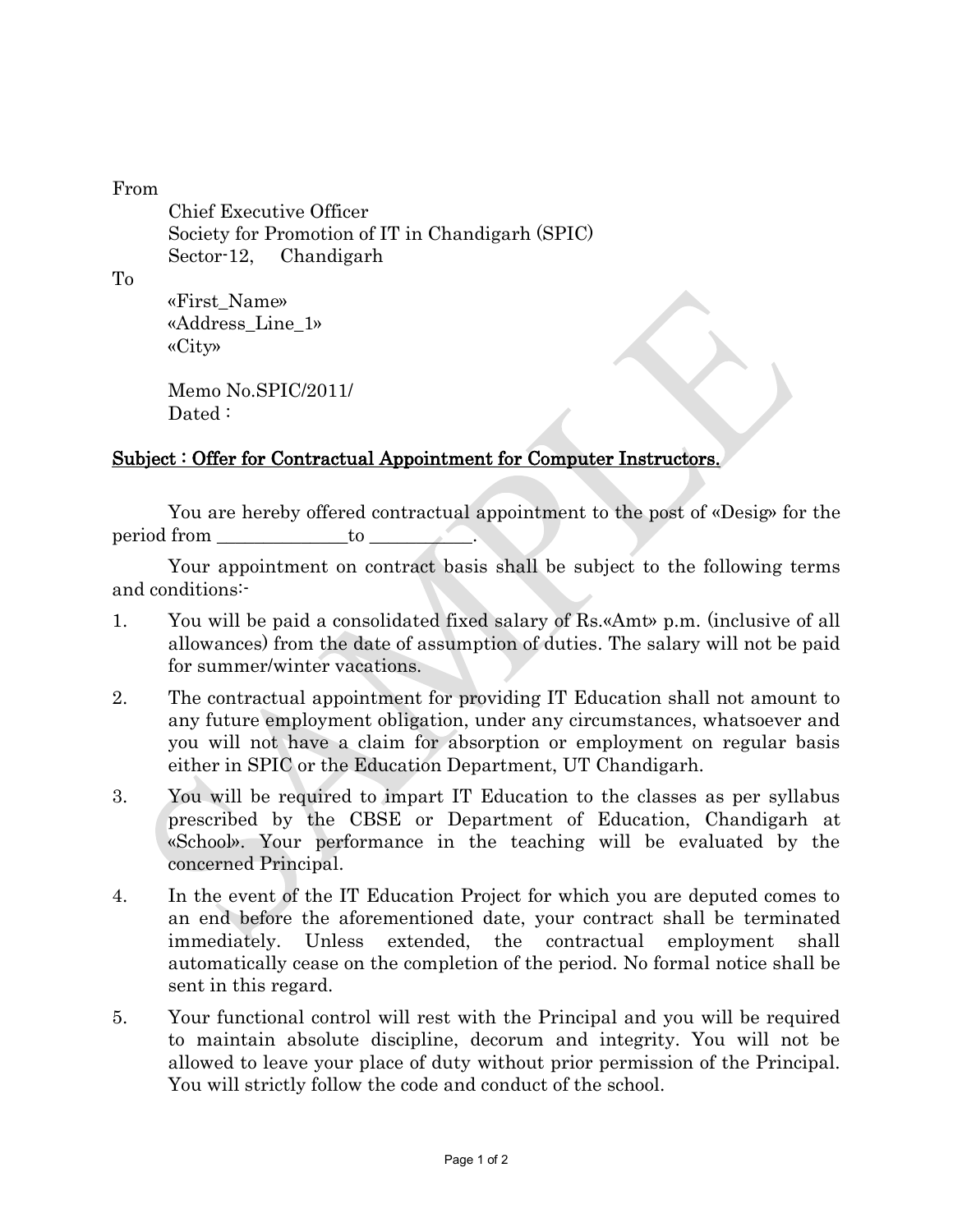From

Chief Executive Officer
Society for Promotion of IT in Chandigarh (SPIC)
Sector-12, Chandigarh

To

«First_Name»
«Address_Line_1»
«City»

Memo No.SPIC/2011/
Dated :

**Subject : Offer for Contractual Appointment for Computer Instructors.**

You are hereby offered contractual appointment to the post of «Desig» for the period from ______________to __________.

Your appointment on contract basis shall be subject to the following terms and conditions:-

1. You will be paid a consolidated fixed salary of Rs.«Amt» p.m. (inclusive of all allowances) from the date of assumption of duties. The salary will not be paid for summer/winter vacations.

2. The contractual appointment for providing IT Education shall not amount to any future employment obligation, under any circumstances, whatsoever and you will not have a claim for absorption or employment on regular basis either in SPIC or the Education Department, UT Chandigarh.

3. You will be required to impart IT Education to the classes as per syllabus prescribed by the CBSE or Department of Education, Chandigarh at «School». Your performance in the teaching will be evaluated by the concerned Principal.

4. In the event of the IT Education Project for which you are deputed comes to an end before the aforementioned date, your contract shall be terminated immediately. Unless extended, the contractual employment shall automatically cease on the completion of the period. No formal notice shall be sent in this regard.

5. Your functional control will rest with the Principal and you will be required to maintain absolute discipline, decorum and integrity. You will not be allowed to leave your place of duty without prior permission of the Principal. You will strictly follow the code and conduct of the school.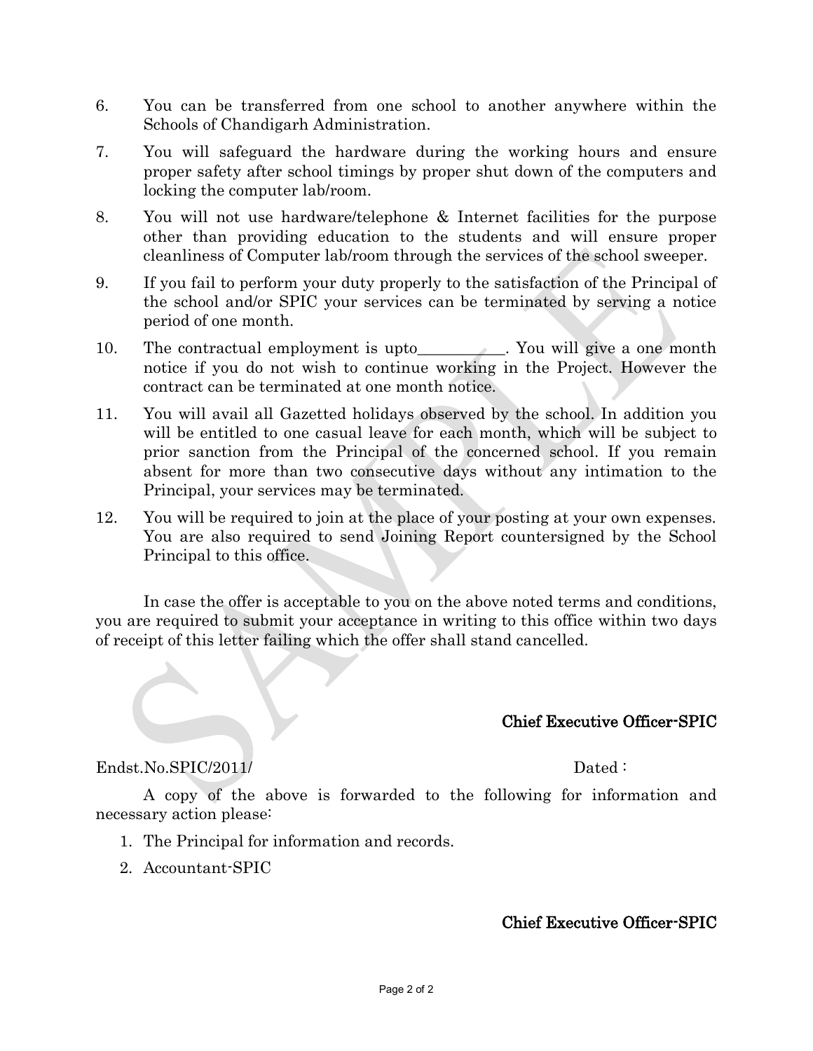6. You can be transferred from one school to another anywhere within the Schools of Chandigarh Administration.

7. You will safeguard the hardware during the working hours and ensure proper safety after school timings by proper shut down of the computers and locking the computer lab/room.

8. You will not use hardware/telephone & Internet facilities for the purpose other than providing education to the students and will ensure proper cleanliness of Computer lab/room through the services of the school sweeper.

9. If you fail to perform your duty properly to the satisfaction of the Principal of the school and/or SPIC your services can be terminated by serving a notice period of one month.

10. The contractual employment is upto__________. You will give a one month notice if you do not wish to continue working in the Project. However the contract can be terminated at one month notice.

11. You will avail all Gazetted holidays observed by the school. In addition you will be entitled to one casual leave for each month, which will be subject to prior sanction from the Principal of the concerned school. If you remain absent for more than two consecutive days without any intimation to the Principal, your services may be terminated.

12. You will be required to join at the place of your posting at your own expenses. You are also required to send Joining Report countersigned by the School Principal to this office.

In case the offer is acceptable to you on the above noted terms and conditions, you are required to submit your acceptance in writing to this office within two days of receipt of this letter failing which the offer shall stand cancelled.

**Chief Executive Officer-SPIC**

Endst.No.SPIC/2011/ Dated :

A copy of the above is forwarded to the following for information and necessary action please:

1. The Principal for information and records.
2. Accountant-SPIC

**Chief Executive Officer-SPIC**